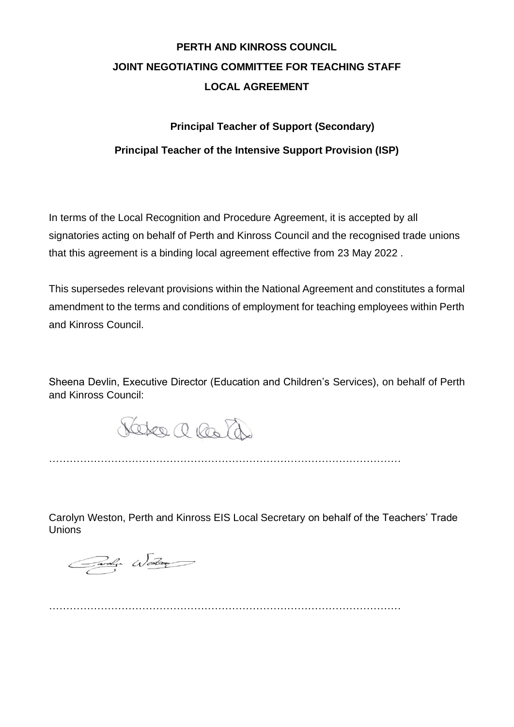**PERTH AND KINROSS COUNCIL**

**JOINT NEGOTIATING COMMITTEE FOR TEACHING STAFF**

**LOCAL AGREEMENT**

**Principal Teacher of Support (Secondary)**

**Principal Teacher of the Intensive Support Provision (ISP)**

In terms of the Local Recognition and Procedure Agreement, it is accepted by all signatories acting on behalf of Perth and Kinross Council and the recognised trade unions that this agreement is a binding local agreement effective from 23 May 2022 .

This supersedes relevant provisions within the National Agreement and constitutes a formal amendment to the terms and conditions of employment for teaching employees within Perth and Kinross Council.

Sheena Devlin, Executive Director (Education and Children's Services), on behalf of Perth and Kinross Council:

…………………………………………………………………………………………

Carolyn Weston, Perth and Kinross EIS Local Secretary on behalf of the Teachers' Trade Unions

…………………………………………………………………………………………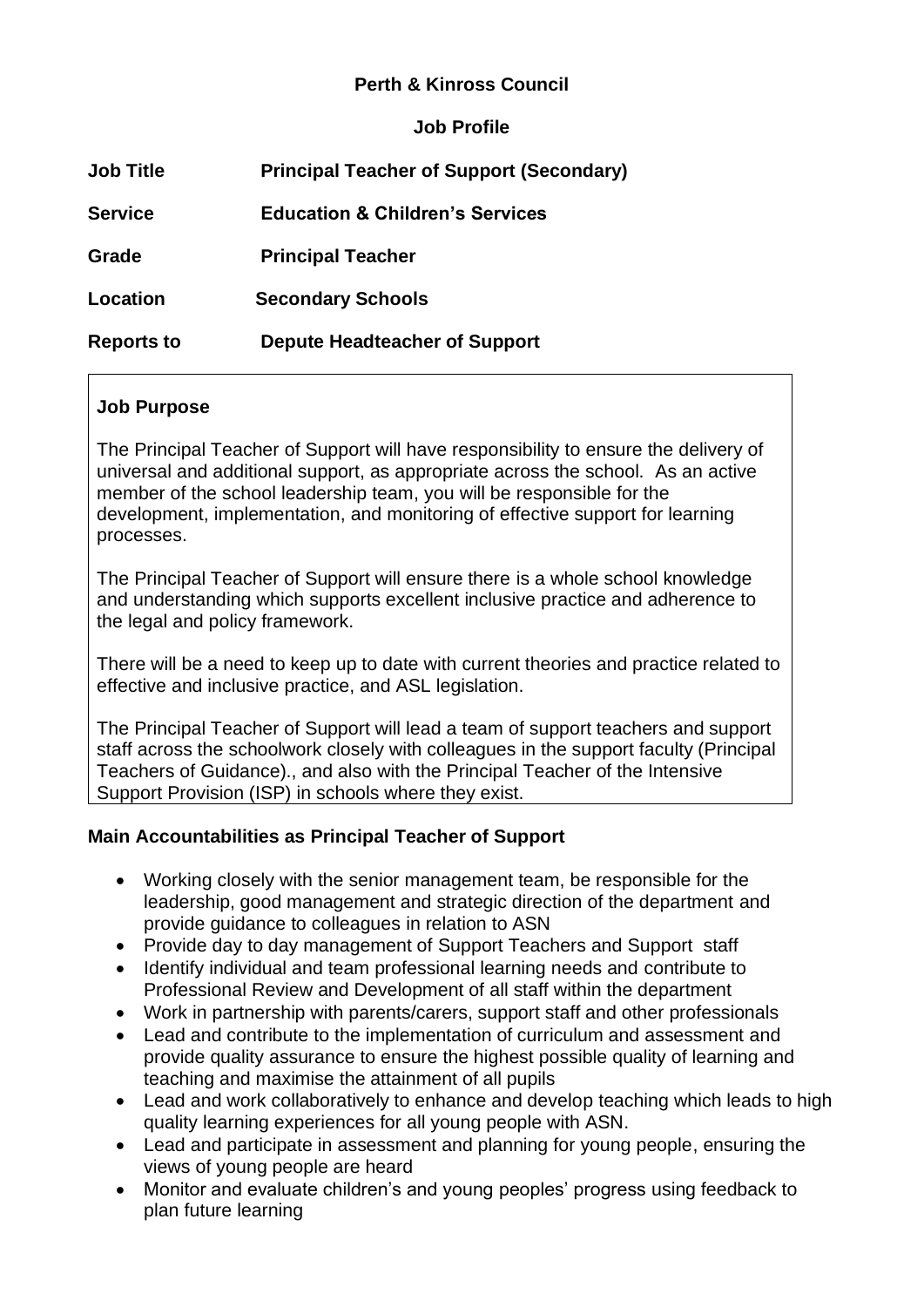**Perth & Kinross Council**

**Job Profile**

**Job Title** **Principal Teacher of Support (Secondary)**

**Service** **Education & Children's Services**

**Grade** **Principal Teacher**

**Location** **Secondary Schools**

**Reports to** **Depute Headteacher of Support**

**Job Purpose**

The Principal Teacher of Support will have responsibility to ensure the delivery of universal and additional support, as appropriate across the school. As an active member of the school leadership team, you will be responsible for the development, implementation, and monitoring of effective support for learning processes.

The Principal Teacher of Support will ensure there is a whole school knowledge and understanding which supports excellent inclusive practice and adherence to the legal and policy framework.

There will be a need to keep up to date with current theories and practice related to effective and inclusive practice, and ASL legislation.

The Principal Teacher of Support will lead a team of support teachers and support staff across the schoolwork closely with colleagues in the support faculty (Principal Teachers of Guidance)., and also with the Principal Teacher of the Intensive Support Provision (ISP) in schools where they exist.

**Main Accountabilities as Principal Teacher of Support**

- Working closely with the senior management team, be responsible for the leadership, good management and strategic direction of the department and provide guidance to colleagues in relation to ASN
- Provide day to day management of Support Teachers and Support staff
- Identify individual and team professional learning needs and contribute to Professional Review and Development of all staff within the department
- Work in partnership with parents/carers, support staff and other professionals
- Lead and contribute to the implementation of curriculum and assessment and provide quality assurance to ensure the highest possible quality of learning and teaching and maximise the attainment of all pupils
- Lead and work collaboratively to enhance and develop teaching which leads to high quality learning experiences for all young people with ASN.
- Lead and participate in assessment and planning for young people, ensuring the views of young people are heard
- Monitor and evaluate children's and young peoples' progress using feedback to plan future learning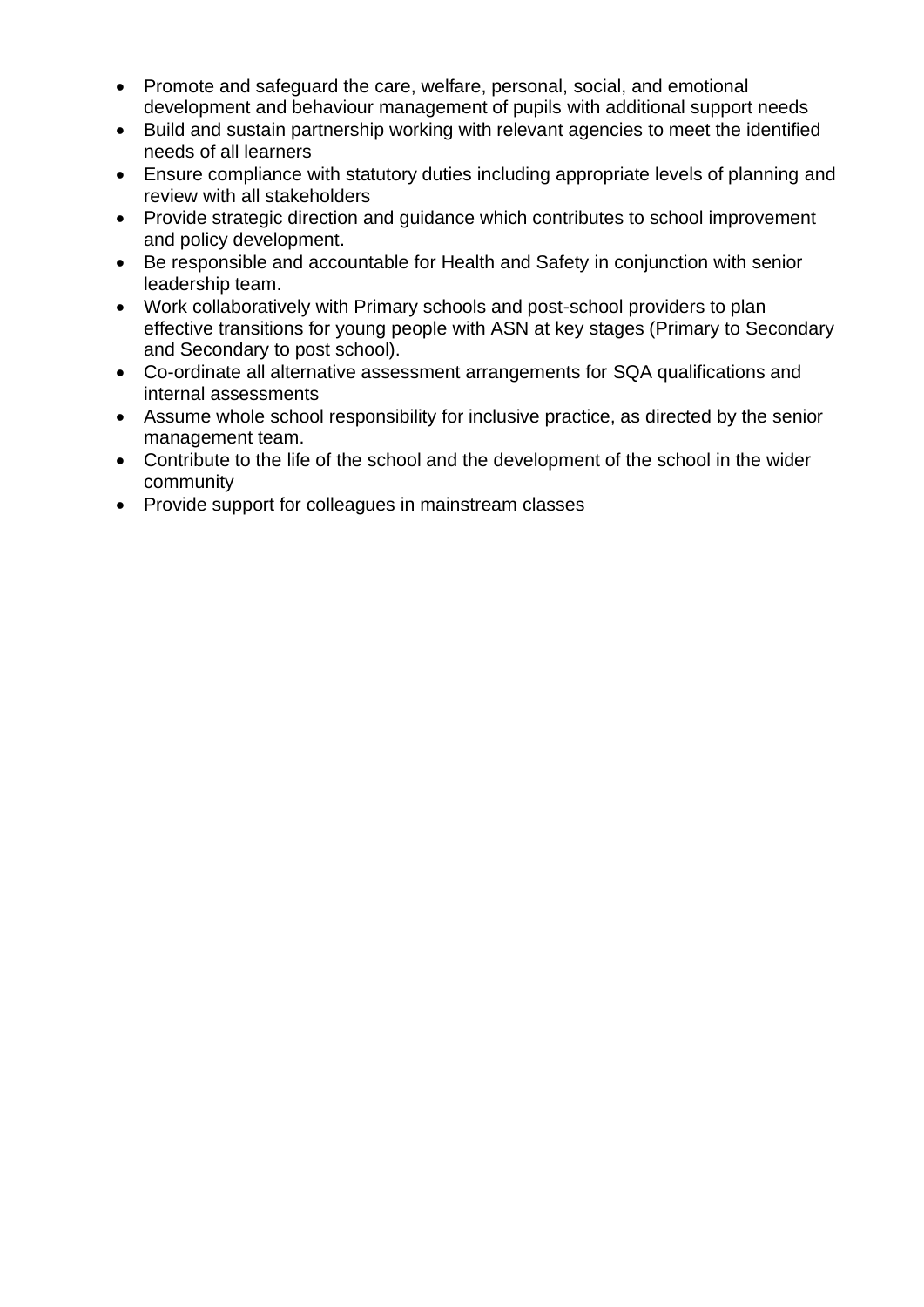- Promote and safeguard the care, welfare, personal, social, and emotional development and behaviour management of pupils with additional support needs
- Build and sustain partnership working with relevant agencies to meet the identified needs of all learners
- Ensure compliance with statutory duties including appropriate levels of planning and review with all stakeholders
- Provide strategic direction and guidance which contributes to school improvement and policy development.
- Be responsible and accountable for Health and Safety in conjunction with senior leadership team.
- Work collaboratively with Primary schools and post-school providers to plan effective transitions for young people with ASN at key stages (Primary to Secondary and Secondary to post school).
- Co-ordinate all alternative assessment arrangements for SQA qualifications and internal assessments
- Assume whole school responsibility for inclusive practice, as directed by the senior management team.
- Contribute to the life of the school and the development of the school in the wider community
- Provide support for colleagues in mainstream classes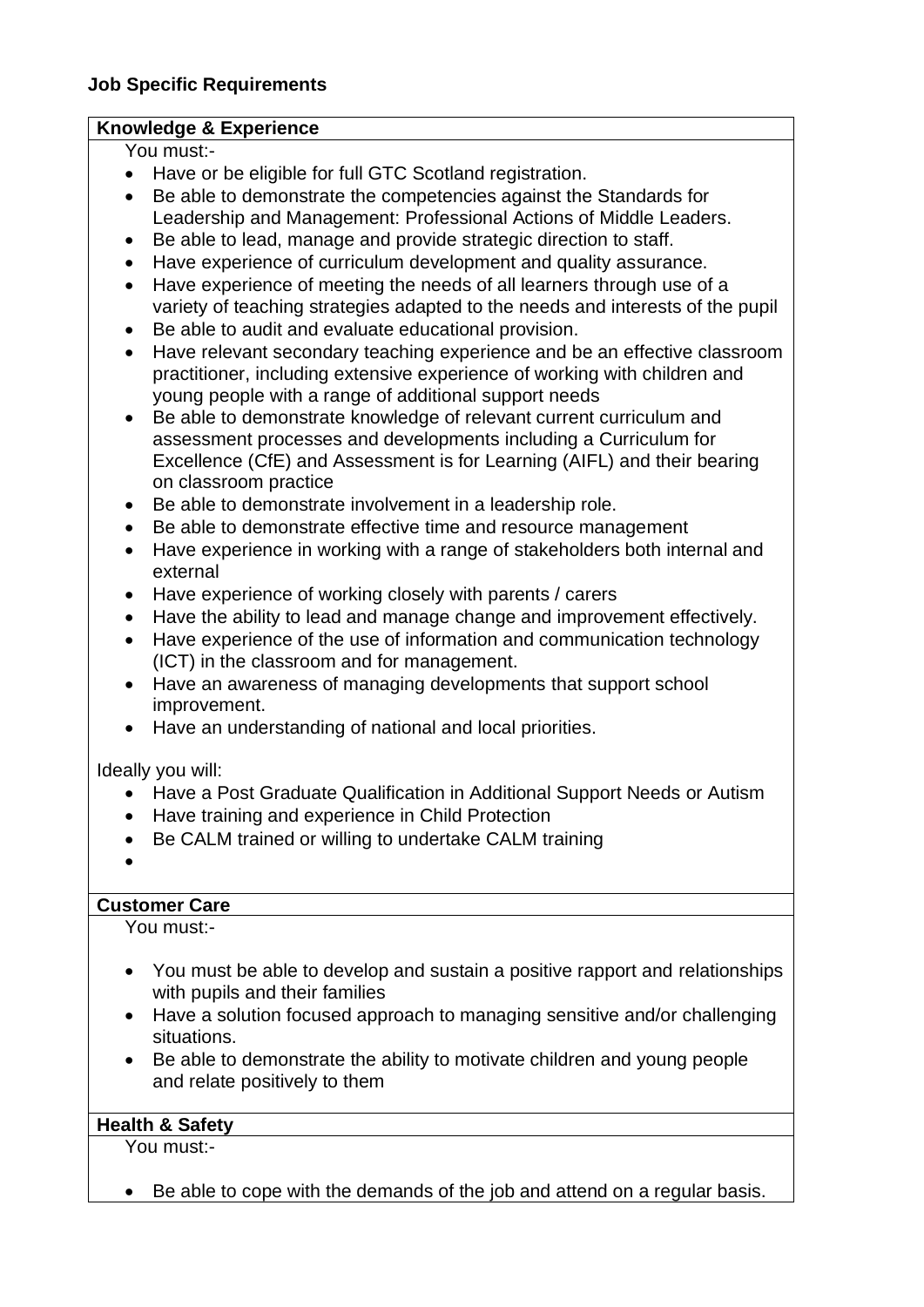**Job Specific Requirements**

**Knowledge & Experience**

You must:-

- Have or be eligible for full GTC Scotland registration.
- Be able to demonstrate the competencies against the Standards for Leadership and Management: Professional Actions of Middle Leaders.
- Be able to lead, manage and provide strategic direction to staff.
- Have experience of curriculum development and quality assurance.
- Have experience of meeting the needs of all learners through use of a variety of teaching strategies adapted to the needs and interests of the pupil
- Be able to audit and evaluate educational provision.
- Have relevant secondary teaching experience and be an effective classroom practitioner, including extensive experience of working with children and young people with a range of additional support needs
- Be able to demonstrate knowledge of relevant current curriculum and assessment processes and developments including a Curriculum for Excellence (CfE) and Assessment is for Learning (AIFL) and their bearing on classroom practice
- Be able to demonstrate involvement in a leadership role.
- Be able to demonstrate effective time and resource management
- Have experience in working with a range of stakeholders both internal and external
- Have experience of working closely with parents / carers
- Have the ability to lead and manage change and improvement effectively.
- Have experience of the use of information and communication technology (ICT) in the classroom and for management.
- Have an awareness of managing developments that support school improvement.
- Have an understanding of national and local priorities.

Ideally you will:

- Have a Post Graduate Qualification in Additional Support Needs or Autism
- Have training and experience in Child Protection
- Be CALM trained or willing to undertake CALM training

**Customer Care**

You must:-

- You must be able to develop and sustain a positive rapport and relationships with pupils and their families
- Have a solution focused approach to managing sensitive and/or challenging situations.
- Be able to demonstrate the ability to motivate children and young people and relate positively to them

**Health & Safety**

You must:-

- Be able to cope with the demands of the job and attend on a regular basis.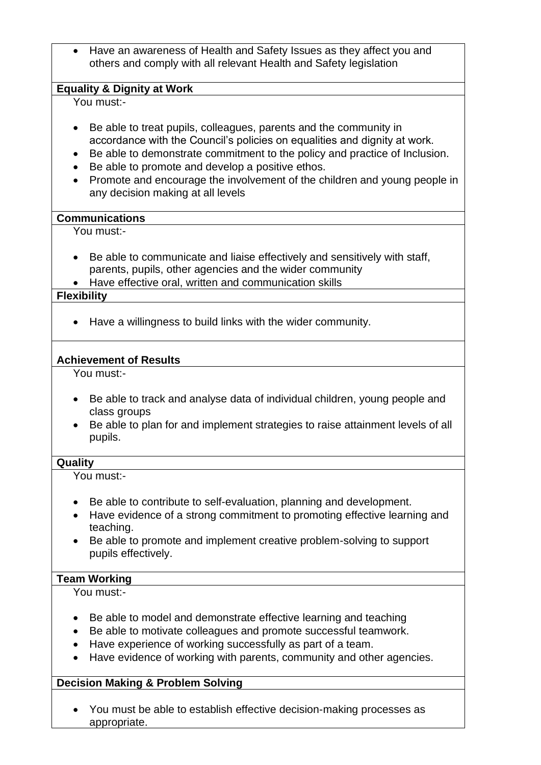- Have an awareness of Health and Safety Issues as they affect you and others and comply with all relevant Health and Safety legislation

**Equality & Dignity at Work**

You must:-

- Be able to treat pupils, colleagues, parents and the community in accordance with the Council's policies on equalities and dignity at work.
- Be able to demonstrate commitment to the policy and practice of Inclusion.
- Be able to promote and develop a positive ethos.
- Promote and encourage the involvement of the children and young people in any decision making at all levels

**Communications**

You must:-

- Be able to communicate and liaise effectively and sensitively with staff, parents, pupils, other agencies and the wider community
- Have effective oral, written and communication skills

**Flexibility**

- Have a willingness to build links with the wider community.

**Achievement of Results**

You must:-

- Be able to track and analyse data of individual children, young people and class groups
- Be able to plan for and implement strategies to raise attainment levels of all pupils.

**Quality**

You must:-

- Be able to contribute to self-evaluation, planning and development.
- Have evidence of a strong commitment to promoting effective learning and teaching.
- Be able to promote and implement creative problem-solving to support pupils effectively.

**Team Working**

You must:-

- Be able to model and demonstrate effective learning and teaching
- Be able to motivate colleagues and promote successful teamwork.
- Have experience of working successfully as part of a team.
- Have evidence of working with parents, community and other agencies.

**Decision Making & Problem Solving**

- You must be able to establish effective decision-making processes as appropriate.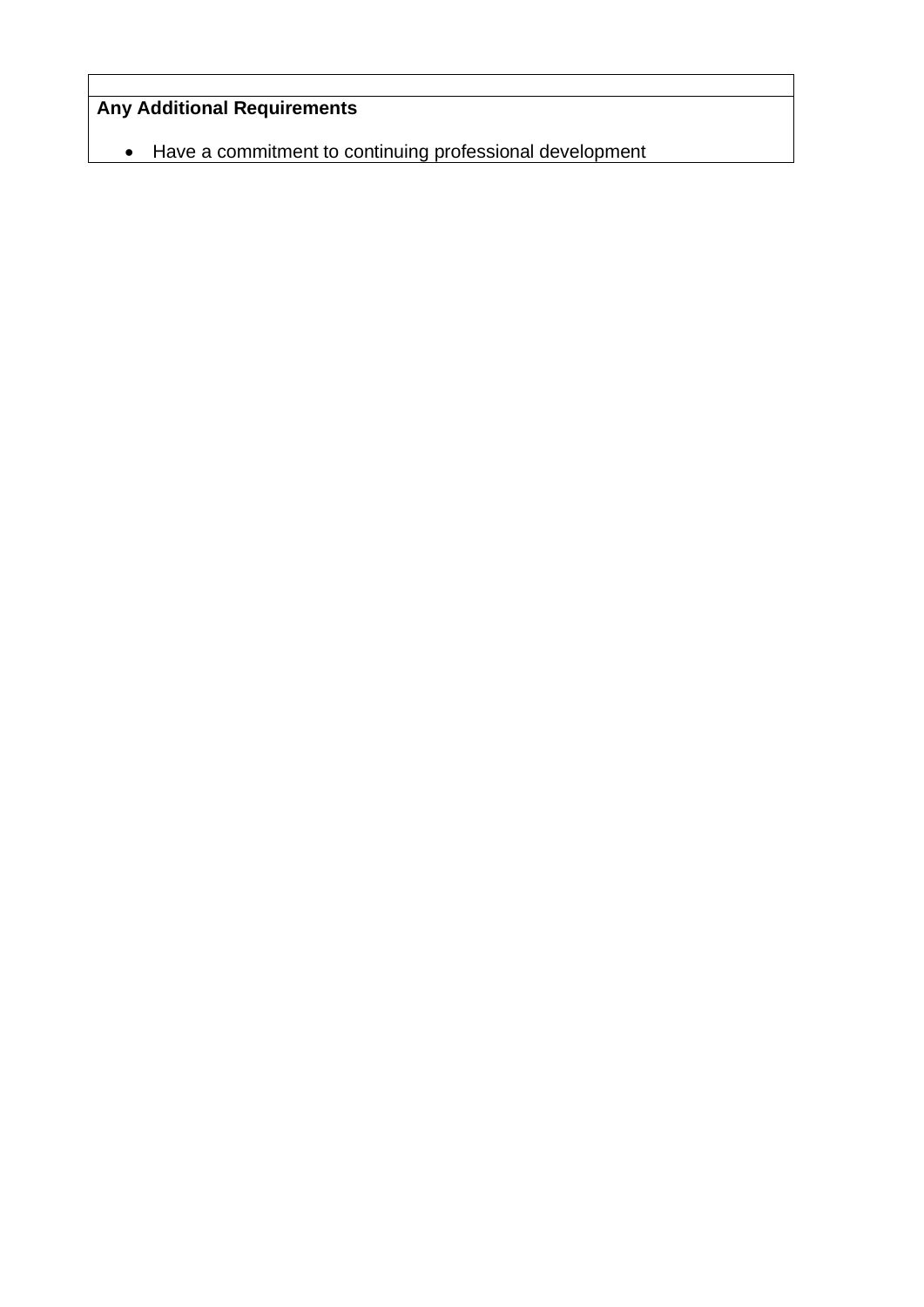**Any Additional Requirements**

- Have a commitment to continuing professional development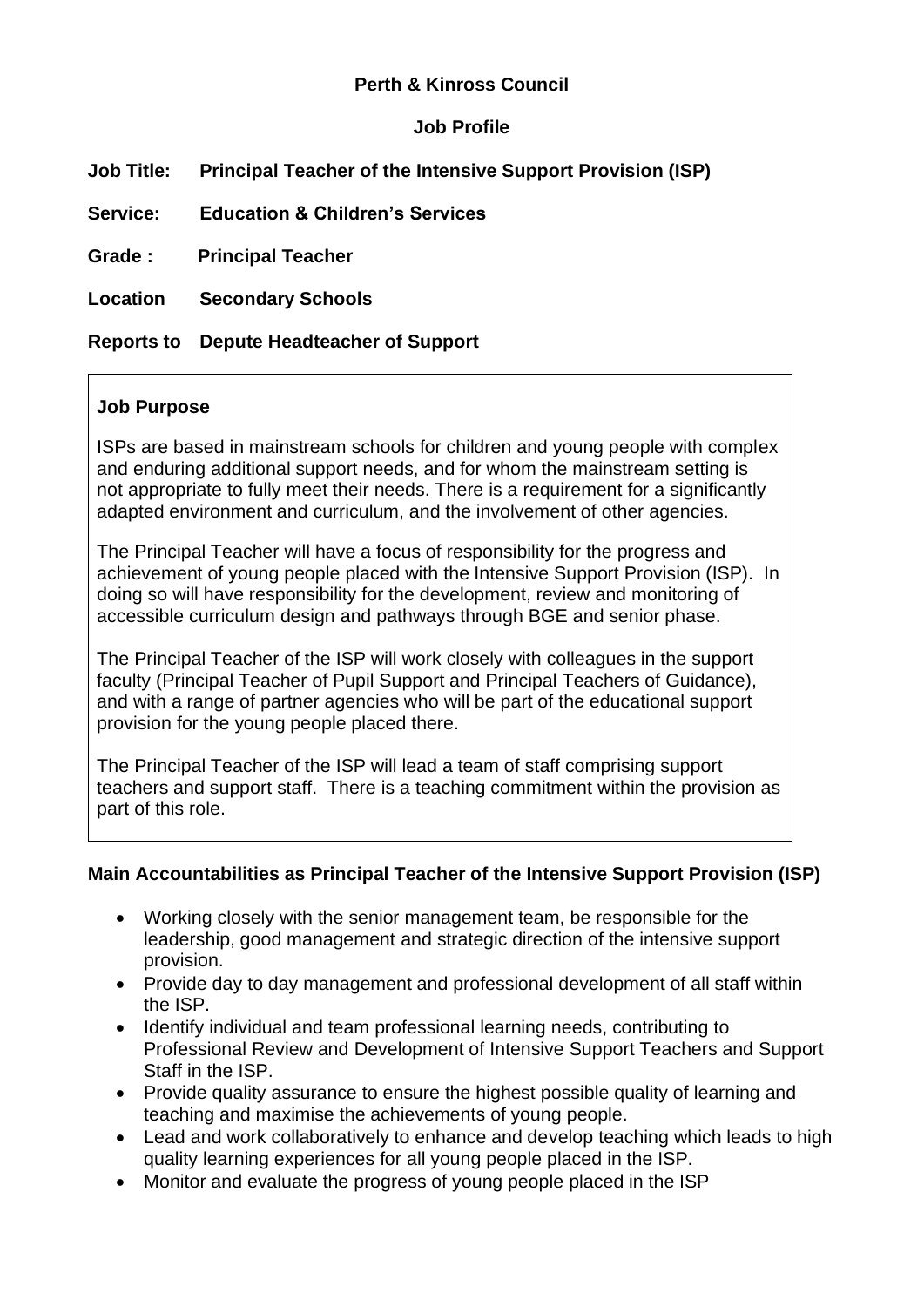**Perth & Kinross Council**

**Job Profile**

**Job Title: Principal Teacher of the Intensive Support Provision (ISP)**

**Service: Education & Children's Services**

**Grade : Principal Teacher**

**Location Secondary Schools**

**Reports to Depute Headteacher of Support**

**Job Purpose**

ISPs are based in mainstream schools for children and young people with complex and enduring additional support needs, and for whom the mainstream setting is not appropriate to fully meet their needs. There is a requirement for a significantly adapted environment and curriculum, and the involvement of other agencies.

The Principal Teacher will have a focus of responsibility for the progress and achievement of young people placed with the Intensive Support Provision (ISP). In doing so will have responsibility for the development, review and monitoring of accessible curriculum design and pathways through BGE and senior phase.

The Principal Teacher of the ISP will work closely with colleagues in the support faculty (Principal Teacher of Pupil Support and Principal Teachers of Guidance), and with a range of partner agencies who will be part of the educational support provision for the young people placed there.

The Principal Teacher of the ISP will lead a team of staff comprising support teachers and support staff. There is a teaching commitment within the provision as part of this role.

**Main Accountabilities as Principal Teacher of the Intensive Support Provision (ISP)**

- Working closely with the senior management team, be responsible for the leadership, good management and strategic direction of the intensive support provision.
- Provide day to day management and professional development of all staff within the ISP.
- Identify individual and team professional learning needs, contributing to Professional Review and Development of Intensive Support Teachers and Support Staff in the ISP.
- Provide quality assurance to ensure the highest possible quality of learning and teaching and maximise the achievements of young people.
- Lead and work collaboratively to enhance and develop teaching which leads to high quality learning experiences for all young people placed in the ISP.
- Monitor and evaluate the progress of young people placed in the ISP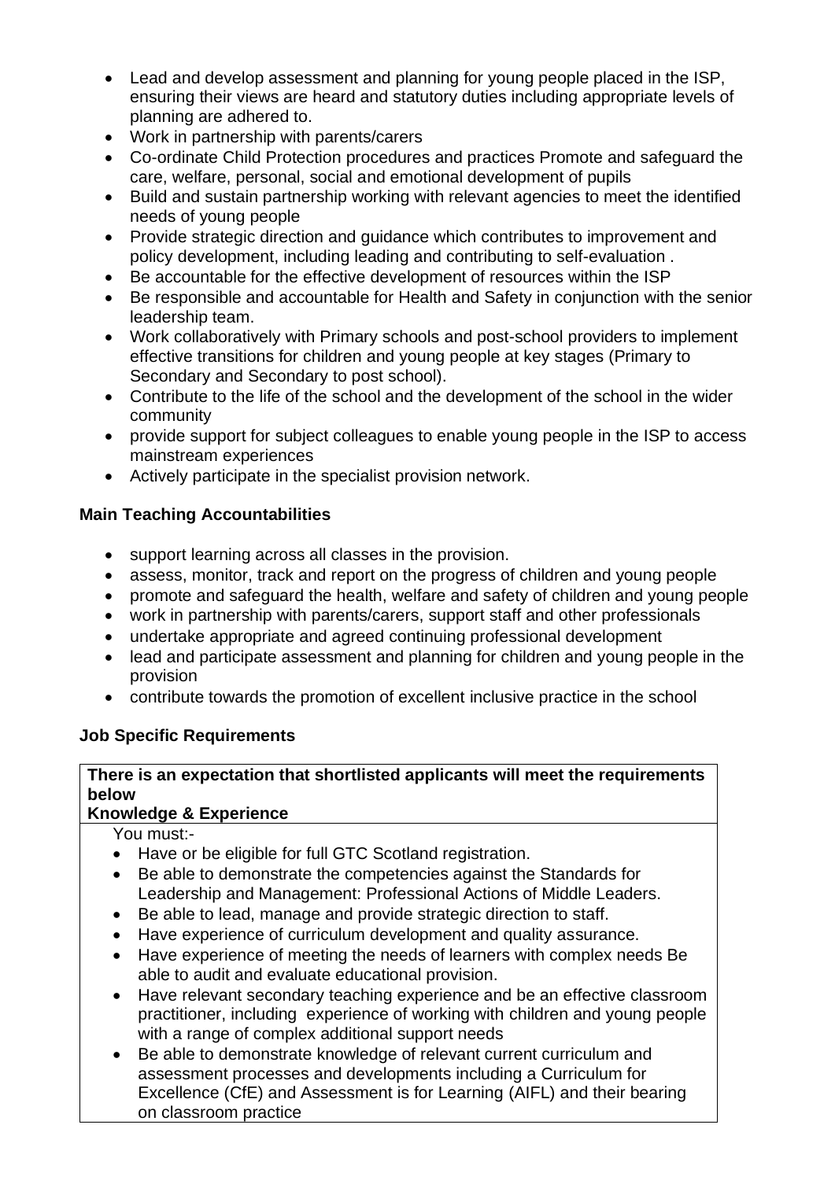- Lead and develop assessment and planning for young people placed in the ISP, ensuring their views are heard and statutory duties including appropriate levels of planning are adhered to.
- Work in partnership with parents/carers
- Co-ordinate Child Protection procedures and practices Promote and safeguard the care, welfare, personal, social and emotional development of pupils
- Build and sustain partnership working with relevant agencies to meet the identified needs of young people
- Provide strategic direction and guidance which contributes to improvement and policy development, including leading and contributing to self-evaluation .
- Be accountable for the effective development of resources within the ISP
- Be responsible and accountable for Health and Safety in conjunction with the senior leadership team.
- Work collaboratively with Primary schools and post-school providers to implement effective transitions for children and young people at key stages (Primary to Secondary and Secondary to post school).
- Contribute to the life of the school and the development of the school in the wider community
- provide support for subject colleagues to enable young people in the ISP to access mainstream experiences
- Actively participate in the specialist provision network.

**Main Teaching Accountabilities**

- support learning across all classes in the provision.
- assess, monitor, track and report on the progress of children and young people
- promote and safeguard the health, welfare and safety of children and young people
- work in partnership with parents/carers, support staff and other professionals
- undertake appropriate and agreed continuing professional development
- lead and participate assessment and planning for children and young people in the provision
- contribute towards the promotion of excellent inclusive practice in the school

**Job Specific Requirements**

| **There is an expectation that shortlisted applicants will meet the requirements below**<br>**Knowledge & Experience** |
|---|
| You must:-<br>• Have or be eligible for full GTC Scotland registration.<br>• Be able to demonstrate the competencies against the Standards for Leadership and Management: Professional Actions of Middle Leaders.<br>• Be able to lead, manage and provide strategic direction to staff.<br>• Have experience of curriculum development and quality assurance.<br>• Have experience of meeting the needs of learners with complex needs Be able to audit and evaluate educational provision.<br>• Have relevant secondary teaching experience and be an effective classroom practitioner, including experience of working with children and young people with a range of complex additional support needs<br>• Be able to demonstrate knowledge of relevant current curriculum and assessment processes and developments including a Curriculum for Excellence (CfE) and Assessment is for Learning (AIFL) and their bearing on classroom practice |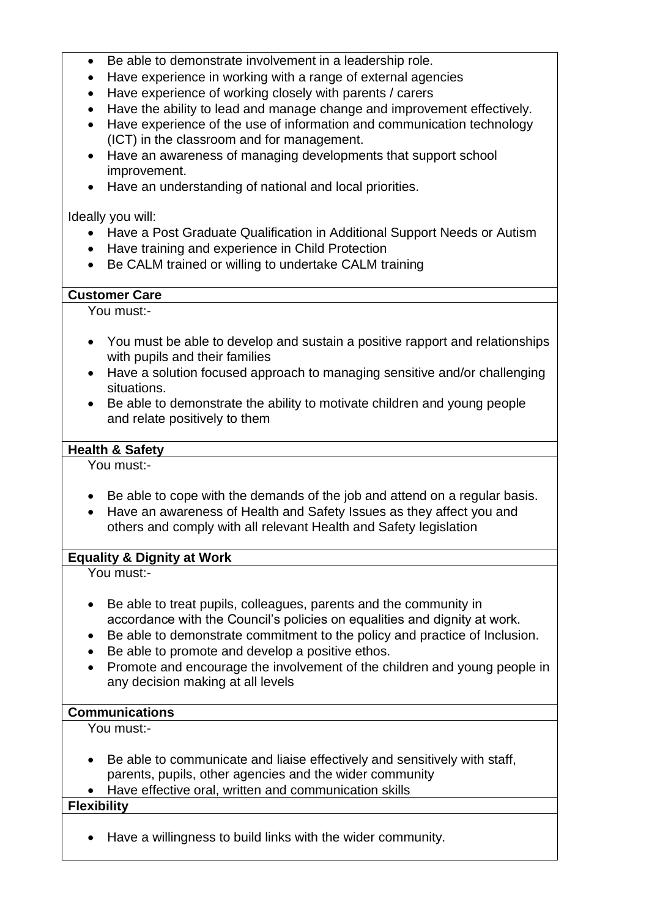- Be able to demonstrate involvement in a leadership role.
- Have experience in working with a range of external agencies
- Have experience of working closely with parents / carers
- Have the ability to lead and manage change and improvement effectively.
- Have experience of the use of information and communication technology (ICT) in the classroom and for management.
- Have an awareness of managing developments that support school improvement.
- Have an understanding of national and local priorities.

Ideally you will:

- Have a Post Graduate Qualification in Additional Support Needs or Autism
- Have training and experience in Child Protection
- Be CALM trained or willing to undertake CALM training

**Customer Care**

You must:-

- You must be able to develop and sustain a positive rapport and relationships with pupils and their families
- Have a solution focused approach to managing sensitive and/or challenging situations.
- Be able to demonstrate the ability to motivate children and young people and relate positively to them

**Health & Safety**

You must:-

- Be able to cope with the demands of the job and attend on a regular basis.
- Have an awareness of Health and Safety Issues as they affect you and others and comply with all relevant Health and Safety legislation

**Equality & Dignity at Work**

You must:-

- Be able to treat pupils, colleagues, parents and the community in accordance with the Council's policies on equalities and dignity at work.
- Be able to demonstrate commitment to the policy and practice of Inclusion.
- Be able to promote and develop a positive ethos.
- Promote and encourage the involvement of the children and young people in any decision making at all levels

**Communications**

You must:-

- Be able to communicate and liaise effectively and sensitively with staff, parents, pupils, other agencies and the wider community
- Have effective oral, written and communication skills

**Flexibility**

- Have a willingness to build links with the wider community.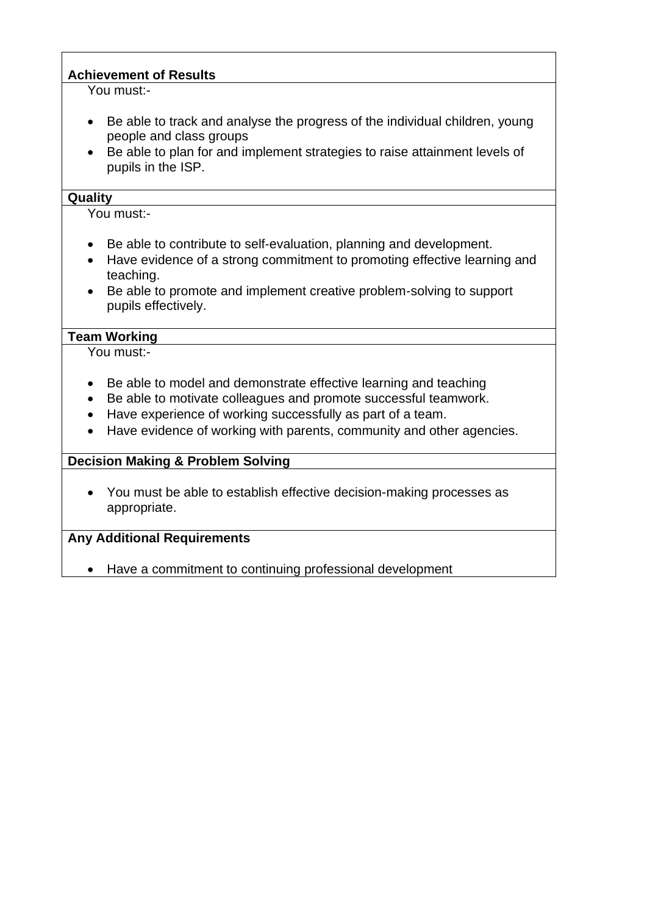**Achievement of Results**

You must:-

- Be able to track and analyse the progress of the individual children, young people and class groups
- Be able to plan for and implement strategies to raise attainment levels of pupils in the ISP.

**Quality**

You must:-

- Be able to contribute to self-evaluation, planning and development.
- Have evidence of a strong commitment to promoting effective learning and teaching.
- Be able to promote and implement creative problem-solving to support pupils effectively.

**Team Working**

You must:-

- Be able to model and demonstrate effective learning and teaching
- Be able to motivate colleagues and promote successful teamwork.
- Have experience of working successfully as part of a team.
- Have evidence of working with parents, community and other agencies.

**Decision Making & Problem Solving**

- You must be able to establish effective decision-making processes as appropriate.

**Any Additional Requirements**

- Have a commitment to continuing professional development